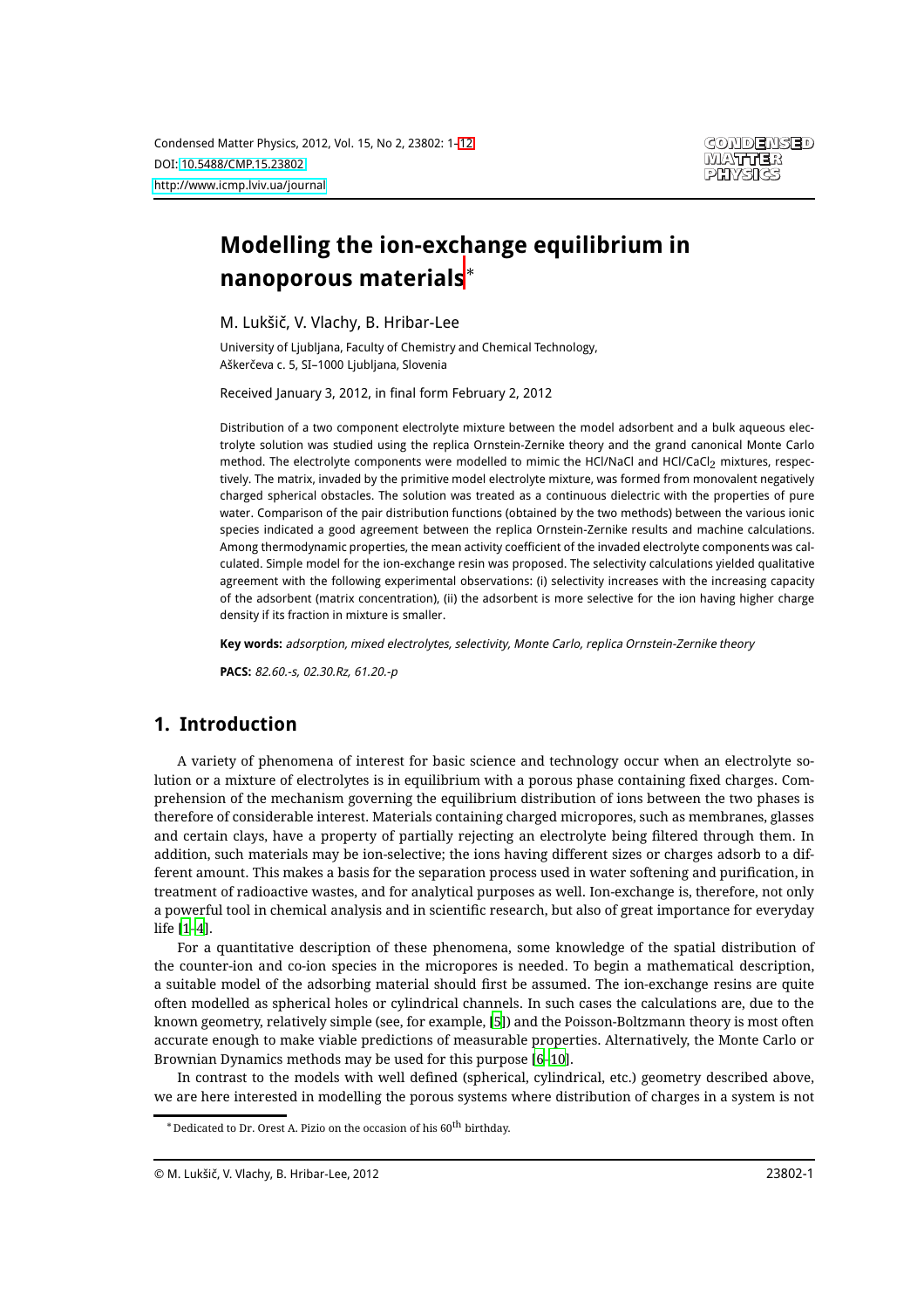# Modelling the ion-exchange equilibrium in nanoporous materials*

M. Lukšič, V. Vlachy, B. Hribar-Lee

University of Ljubljana, Faculty of Chemistry and Chemical Technology, Aškerčeva c. 5, SI–1000 Ljubljana, Slovenia

Received January 3, 2012, in final form February 2, 2012

Distribution of a two component electrolyte mixture between the model adsorbent and a bulk aqueous electrolyte solution was studied using the replica Ornstein-Zernike theory and the grand canonical Monte Carlo method. The electrolyte components were modelled to mimic the HCl/NaCl and HCl/$CaCl_2$ mixtures, respectively. The matrix, invaded by the primitive model electrolyte mixture, was formed from monovalent negatively charged spherical obstacles. The solution was treated as a continuous dielectric with the properties of pure water. Comparison of the pair distribution functions (obtained by the two methods) between the various ionic species indicated a good agreement between the replica Ornstein-Zernike results and machine calculations. Among thermodynamic properties, the mean activity coefficient of the invaded electrolyte components was calculated. Simple model for the ion-exchange resin was proposed. The selectivity calculations yielded qualitative agreement with the following experimental observations: (i) selectivity increases with the increasing capacity of the adsorbent (matrix concentration), (ii) the adsorbent is more selective for the ion having higher charge density if its fraction in mixture is smaller.

**Key words:** *adsorption, mixed electrolytes, selectivity, Monte Carlo, replica Ornstein-Zernike theory*

**PACS:** *82.60.-s, 02.30.Rz, 61.20.-p*

## 1. Introduction

A variety of phenomena of interest for basic science and technology occur when an electrolyte solution or a mixture of electrolytes is in equilibrium with a porous phase containing fixed charges. Comprehension of the mechanism governing the equilibrium distribution of ions between the two phases is therefore of considerable interest. Materials containing charged micropores, such as membranes, glasses and certain clays, have a property of partially rejecting an electrolyte being filtered through them. In addition, such materials may be ion-selective; the ions having different sizes or charges adsorb to a different amount. This makes a basis for the separation process used in water softening and purification, in treatment of radioactive wastes, and for analytical purposes as well. Ion-exchange is, therefore, not only a powerful tool in chemical analysis and in scientific research, but also of great importance for everyday life [1–4].

For a quantitative description of these phenomena, some knowledge of the spatial distribution of the counter-ion and co-ion species in the micropores is needed. To begin a mathematical description, a suitable model of the adsorbing material should first be assumed. The ion-exchange resins are quite often modelled as spherical holes or cylindrical channels. In such cases the calculations are, due to the known geometry, relatively simple (see, for example, [5]) and the Poisson-Boltzmann theory is most often accurate enough to make viable predictions of measurable properties. Alternatively, the Monte Carlo or Brownian Dynamics methods may be used for this purpose [6–10].

In contrast to the models with well defined (spherical, cylindrical, etc.) geometry described above, we are here interested in modelling the porous systems where distribution of charges in a system is not

---

*Dedicated to Dr. Orest A. Pizio on the occasion of his $60^{\text{th}}$ birthday.

© M. Lukšič, V. Vlachy, B. Hribar-Lee, 2012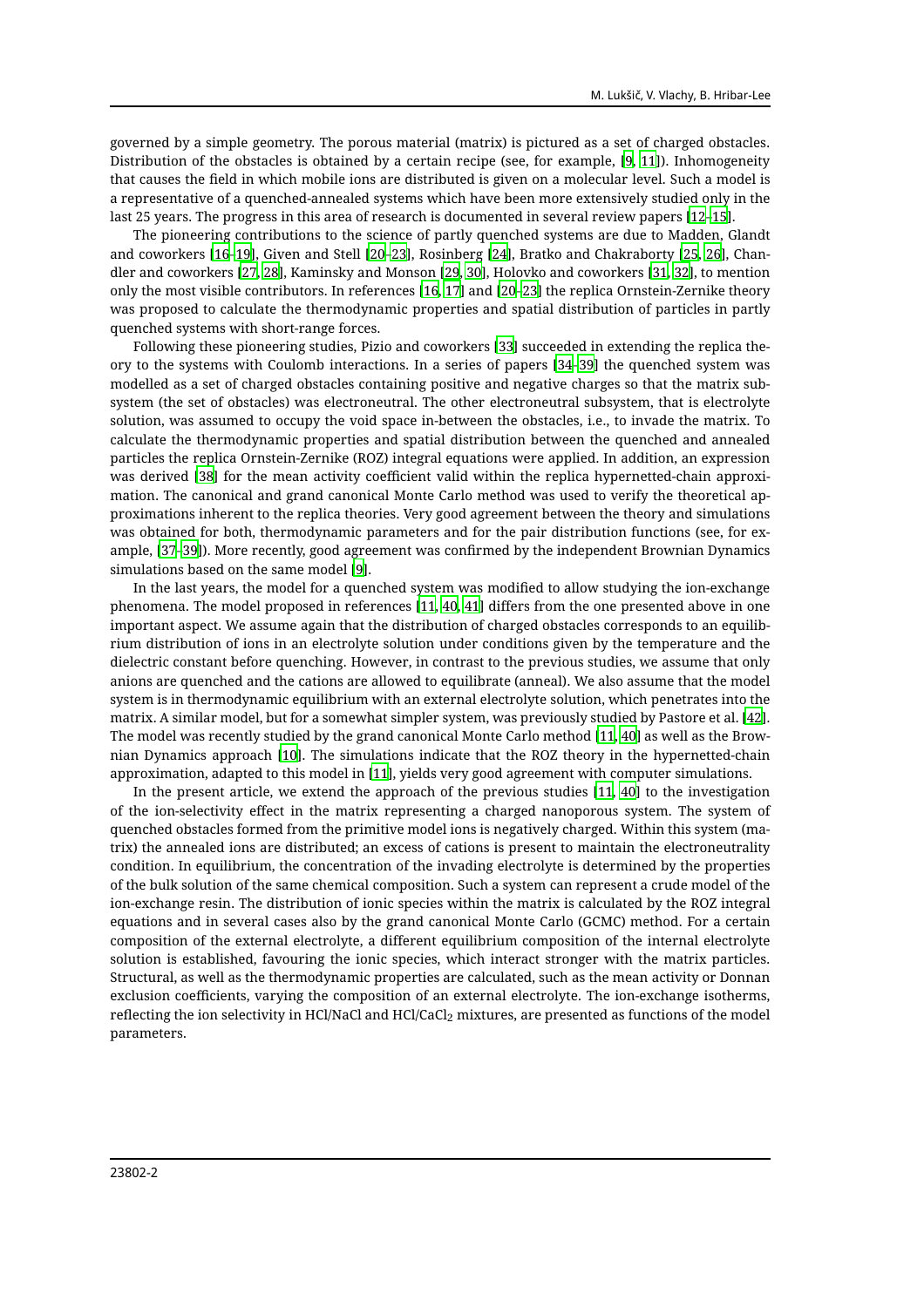governed by a simple geometry. The porous material (matrix) is pictured as a set of charged obstacles. Distribution of the obstacles is obtained by a certain recipe (see, for example, [9, 11]). Inhomogeneity that causes the field in which mobile ions are distributed is given on a molecular level. Such a model is a representative of a quenched-annealed systems which have been more extensively studied only in the last 25 years. The progress in this area of research is documented in several review papers [12–15].

The pioneering contributions to the science of partly quenched systems are due to Madden, Glandt and coworkers [16–19], Given and Stell [20–23], Rosinberg [24], Bratko and Chakraborty [25, 26], Chandler and coworkers [27, 28], Kaminsky and Monson [29, 30], Holovko and coworkers [31, 32], to mention only the most visible contributors. In references [16, 17] and [20–23] the replica Ornstein-Zernike theory was proposed to calculate the thermodynamic properties and spatial distribution of particles in partly quenched systems with short-range forces.

Following these pioneering studies, Pizio and coworkers [33] succeeded in extending the replica theory to the systems with Coulomb interactions. In a series of papers [34–39] the quenched system was modelled as a set of charged obstacles containing positive and negative charges so that the matrix subsystem (the set of obstacles) was electroneutral. The other electroneutral subsystem, that is electrolyte solution, was assumed to occupy the void space in-between the obstacles, i.e., to invade the matrix. To calculate the thermodynamic properties and spatial distribution between the quenched and annealed particles the replica Ornstein-Zernike (ROZ) integral equations were applied. In addition, an expression was derived [38] for the mean activity coefficient valid within the replica hypernetted-chain approximation. The canonical and grand canonical Monte Carlo method was used to verify the theoretical approximations inherent to the replica theories. Very good agreement between the theory and simulations was obtained for both, thermodynamic parameters and for the pair distribution functions (see, for example, [37–39]). More recently, good agreement was confirmed by the independent Brownian Dynamics simulations based on the same model [9].

In the last years, the model for a quenched system was modified to allow studying the ion-exchange phenomena. The model proposed in references [11, 40, 41] differs from the one presented above in one important aspect. We assume again that the distribution of charged obstacles corresponds to an equilibrium distribution of ions in an electrolyte solution under conditions given by the temperature and the dielectric constant before quenching. However, in contrast to the previous studies, we assume that only anions are quenched and the cations are allowed to equilibrate (anneal). We also assume that the model system is in thermodynamic equilibrium with an external electrolyte solution, which penetrates into the matrix. A similar model, but for a somewhat simpler system, was previously studied by Pastore et al. [42]. The model was recently studied by the grand canonical Monte Carlo method [11, 40] as well as the Brownian Dynamics approach [10]. The simulations indicate that the ROZ theory in the hypernetted-chain approximation, adapted to this model in [11], yields very good agreement with computer simulations.

In the present article, we extend the approach of the previous studies [11, 40] to the investigation of the ion-selectivity effect in the matrix representing a charged nanoporous system. The system of quenched obstacles formed from the primitive model ions is negatively charged. Within this system (matrix) the annealed ions are distributed; an excess of cations is present to maintain the electroneutrality condition. In equilibrium, the concentration of the invading electrolyte is determined by the properties of the bulk solution of the same chemical composition. Such a system can represent a crude model of the ion-exchange resin. The distribution of ionic species within the matrix is calculated by the ROZ integral equations and in several cases also by the grand canonical Monte Carlo (GCMC) method. For a certain composition of the external electrolyte, a different equilibrium composition of the internal electrolyte solution is established, favouring the ionic species, which interact stronger with the matrix particles. Structural, as well as the thermodynamic properties are calculated, such as the mean activity or Donnan exclusion coefficients, varying the composition of an external electrolyte. The ion-exchange isotherms, reflecting the ion selectivity in HCl/NaCl and HCl/$CaCl_2$ mixtures, are presented as functions of the model parameters.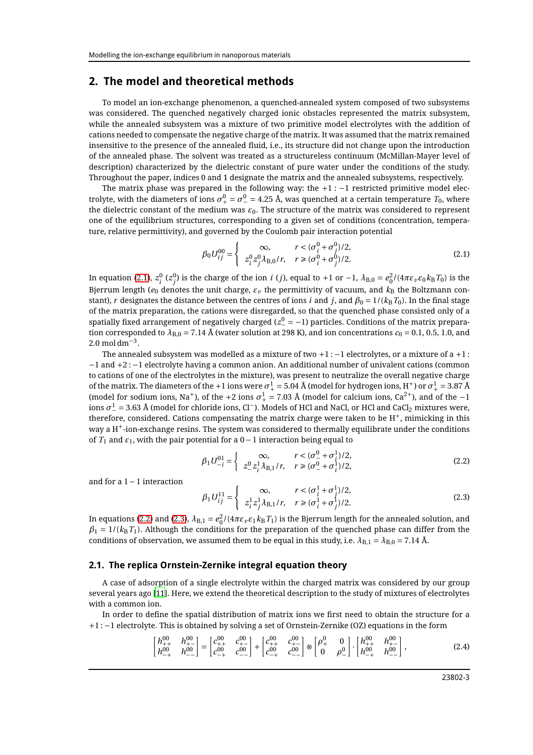## 2. The model and theoretical methods

To model an ion-exchange phenomenon, a quenched-annealed system composed of two subsystems was considered. The quenched negatively charged ionic obstacles represented the matrix subsystem, while the annealed subsystem was a mixture of two primitive model electrolytes with the addition of cations needed to compensate the negative charge of the matrix. It was assumed that the matrix remained insensitive to the presence of the annealed fluid, i.e., its structure did not change upon the introduction of the annealed phase. The solvent was treated as a structureless continuum (McMillan-Mayer level of description) characterized by the dielectric constant of pure water under the conditions of the study. Throughout the paper, indices 0 and 1 designate the matrix and the annealed subsystems, respectively.

The matrix phase was prepared in the following way: the $+1:-1$ restricted primitive model electrolyte, with the diameters of ions $\sigma_+^0 = \sigma_-^0 = 4.25$ Å, was quenched at a certain temperature $T_0$, where the dielectric constant of the medium was $\varepsilon_0$. The structure of the matrix was considered to represent one of the equilibrium structures, corresponding to a given set of conditions (concentration, temperature, relative permittivity), and governed by the Coulomb pair interaction potential

$$
\beta_0 U_{ij}^{00} = \begin{cases} \infty, & r < (\sigma_i^0 + \sigma_j^0)/2, \\ z_i^0 z_j^0 \lambda_{\mathrm{B},0}/r, & r \geqslant (\sigma_i^0 + \sigma_j^0)/2. \end{cases} \tag{2.1}
$$

In equation (2.1), $z_i^0$ ($z_j^0$) is the charge of the ion $i$ ($j$), equal to $+1$ or $-1$, $\lambda_{\mathrm{B},0} = e_0^2/(4\pi\varepsilon_v\varepsilon_0 k_{\mathrm{B}} T_0)$ is the Bjerrum length ($e_0$ denotes the unit charge, $\varepsilon_v$ the permittivity of vacuum, and $k_{\mathrm{B}}$ the Boltzmann constant), $r$ designates the distance between the centres of ions $i$ and $j$, and $\beta_0 = 1/(k_{\mathrm{B}} T_0)$. In the final stage of the matrix preparation, the cations were disregarded, so that the quenched phase consisted only of a spatially fixed arrangement of negatively charged ($z_-^0 = -1$) particles. Conditions of the matrix preparation corresponded to $\lambda_{\mathrm{B},0} = 7.14$ Å (water solution at 298 K), and ion concentrations $c_0 = 0.1$, 0.5, 1.0, and 2.0 mol dm$^{-3}$.

The annealed subsystem was modelled as a mixture of two $+1:-1$ electrolytes, or a mixture of a $+1:-1$ and $+2:-1$ electrolyte having a common anion. An additional number of univalent cations (common to cations of one of the electrolytes in the mixture), was present to neutralize the overall negative charge of the matrix. The diameters of the $+1$ ions were $\sigma_+^1 = 5.04$ Å (model for hydrogen ions, $H^+$) or $\sigma_+^1 = 3.87$ Å (model for sodium ions, $Na^+$), of the $+2$ ions $\sigma_+^1 = 7.03$ Å (model for calcium ions, $Ca^{2+}$), and of the $-1$ ions $\sigma_-^1 = 3.63$ Å (model for chloride ions, $Cl^-$). Models of HCl and NaCl, or HCl and $CaCl_2$ mixtures were, therefore, considered. Cations compensating the matrix charge were taken to be $H^+$, mimicking in this way a $H^+$-ion-exchange resins. The system was considered to thermally equilibrate under the conditions of $T_1$ and $\varepsilon_1$, with the pair potential for a $0-1$ interaction being equal to

$$
\beta_1 U_{-i}^{01} = \begin{cases} \infty, & r < (\sigma_-^0 + \sigma_i^1)/2, \\ z_-^0 z_i^1 \lambda_{\mathrm{B},1}/r, & r \geqslant (\sigma_-^0 + \sigma_i^1)/2, \end{cases} \tag{2.2}
$$

and for a $1-1$ interaction

$$
\beta_1 U_{ij}^{11} = \begin{cases} \infty, & r < (\sigma_i^1 + \sigma_j^1)/2, \\ z_i^1 z_j^1 \lambda_{\mathrm{B},1}/r, & r \geqslant (\sigma_i^1 + \sigma_j^1)/2. \end{cases} \tag{2.3}
$$

In equations (2.2) and (2.3), $\lambda_{\mathrm{B},1} = e_0^2/(4\pi\varepsilon_v\varepsilon_1 k_{\mathrm{B}} T_1)$ is the Bjerrum length for the annealed solution, and $\beta_1 = 1/(k_{\mathrm{B}} T_1)$. Although the conditions for the preparation of the quenched phase can differ from the conditions of observation, we assumed them to be equal in this study, i.e. $\lambda_{\mathrm{B},1} = \lambda_{\mathrm{B},0} = 7.14$ Å.

### 2.1. The replica Ornstein-Zernike integral equation theory

A case of adsorption of a single electrolyte within the charged matrix was considered by our group several years ago [11]. Here, we extend the theoretical description to the study of mixtures of electrolytes with a common ion.

In order to define the spatial distribution of matrix ions we first need to obtain the structure for a $+1:-1$ electrolyte. This is obtained by solving a set of Ornstein-Zernike (OZ) equations in the form

$$
\begin{bmatrix} h_{++}^{00} & h_{+-}^{00} \\ h_{-+}^{00} & h_{--}^{00} \end{bmatrix} = \begin{bmatrix} c_{++}^{00} & c_{+-}^{00} \\ c_{-+}^{00} & c_{--}^{00} \end{bmatrix} + \begin{bmatrix} c_{++}^{00} & c_{+-}^{00} \\ c_{-+}^{00} & c_{--}^{00} \end{bmatrix} \otimes \begin{bmatrix} \rho_+^0 & 0 \\ 0 & \rho_-^0 \end{bmatrix} \cdot \begin{bmatrix} h_{++}^{00} & h_{+-}^{00} \\ h_{-+}^{00} & h_{--}^{00} \end{bmatrix}, \tag{2.4}
$$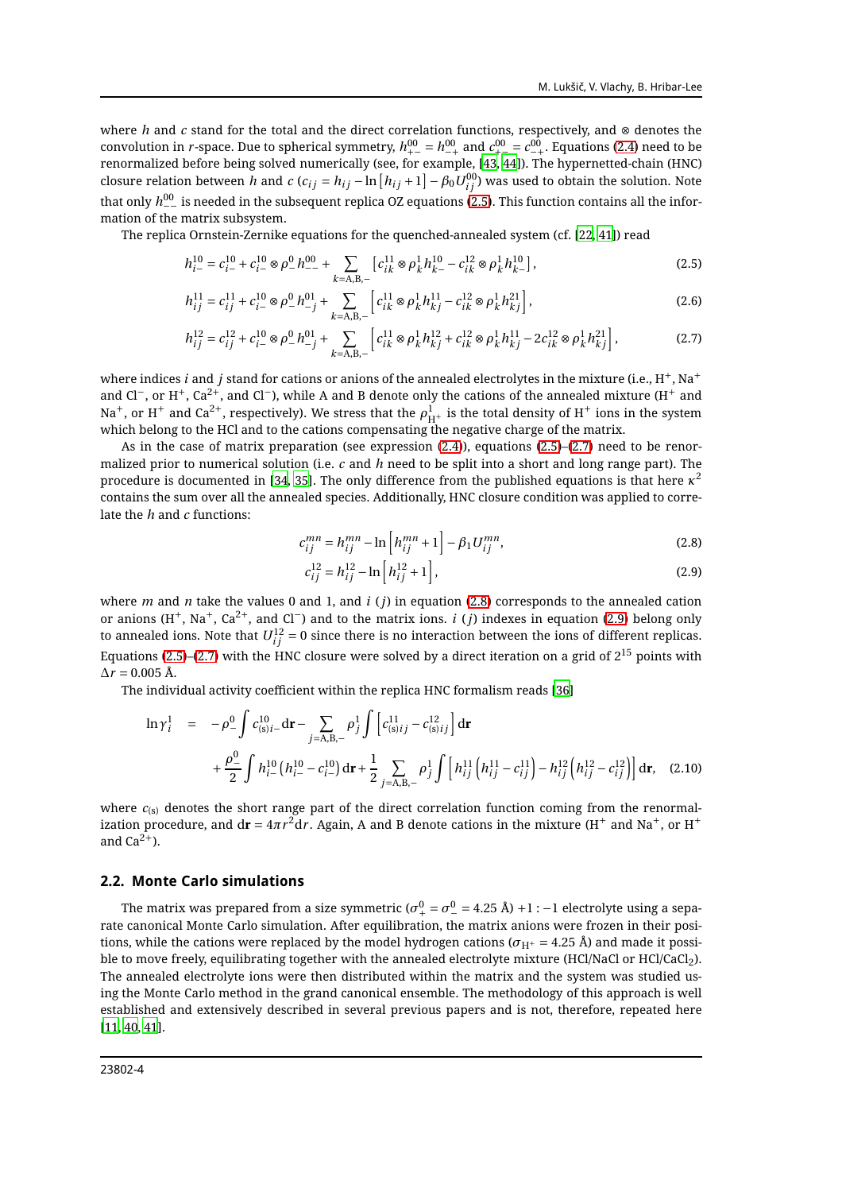where $h$ and $c$ stand for the total and the direct correlation functions, respectively, and $\otimes$ denotes the convolution in $r$-space. Due to spherical symmetry, $h^{00}_{+-} = h^{00}_{-+}$ and $c^{00}_{+-} = c^{00}_{-+}$. Equations (2.4) need to be renormalized before being solved numerically (see, for example, [43, 44]). The hypernetted-chain (HNC) closure relation between $h$ and $c$ ($c_{ij} = h_{ij} - \ln\left[h_{ij}+1\right] - \beta_0 U^{00}_{ij}$) was used to obtain the solution. Note that only $h^{00}_{--}$ is needed in the subsequent replica OZ equations (2.5). This function contains all the information of the matrix subsystem.

The replica Ornstein-Zernike equations for the quenched-annealed system (cf. [22, 41]) read

$$h^{10}_{i-} = c^{10}_{i-} + c^{10}_{i-} \otimes \rho^{0}_{-} h^{00}_{--} + \sum_{k=\mathrm{A,B},-} \left[ c^{11}_{ik} \otimes \rho^{1}_{k} h^{10}_{k-} - c^{12}_{ik} \otimes \rho^{1}_{k} h^{10}_{k-} \right], \tag{2.5}$$

$$h^{11}_{ij} = c^{11}_{ij} + c^{10}_{i-} \otimes \rho^{0}_{-} h^{01}_{-j} + \sum_{k=\mathrm{A,B},-} \left[ c^{11}_{ik} \otimes \rho^{1}_{k} h^{11}_{kj} - c^{12}_{ik} \otimes \rho^{1}_{k} h^{21}_{kj} \right], \tag{2.6}$$

$$h^{12}_{ij} = c^{12}_{ij} + c^{10}_{i-} \otimes \rho^{0}_{-} h^{01}_{-j} + \sum_{k=\mathrm{A,B},-} \left[ c^{11}_{ik} \otimes \rho^{1}_{k} h^{12}_{kj} + c^{12}_{ik} \otimes \rho^{1}_{k} h^{11}_{kj} - 2c^{12}_{ik} \otimes \rho^{1}_{k} h^{21}_{kj} \right], \tag{2.7}$$

where indices $i$ and $j$ stand for cations or anions of the annealed electrolytes in the mixture (i.e., $H^{+}$, $Na^{+}$ and $Cl^{-}$, or $H^{+}$, $Ca^{2+}$, and $Cl^{-}$), while A and B denote only the cations of the annealed mixture ($H^{+}$ and $Na^{+}$, or $H^{+}$ and $Ca^{2+}$, respectively). We stress that the $\rho^{1}_{\mathrm{H}^{+}}$ is the total density of $H^{+}$ ions in the system which belong to the HCl and to the cations compensating the negative charge of the matrix.

As in the case of matrix preparation (see expression (2.4)), equations (2.5)–(2.7) need to be renormalized prior to numerical solution (i.e. $c$ and $h$ need to be split into a short and long range part). The procedure is documented in [34, 35]. The only difference from the published equations is that here $\kappa^2$ contains the sum over all the annealed species. Additionally, HNC closure condition was applied to correlate the $h$ and $c$ functions:

$$c^{mn}_{ij} = h^{mn}_{ij} - \ln\left[h^{mn}_{ij} + 1\right] - \beta_1 U^{mn}_{ij}, \tag{2.8}$$

$$c^{12}_{ij} = h^{12}_{ij} - \ln\left[h^{12}_{ij} + 1\right], \tag{2.9}$$

where $m$ and $n$ take the values 0 and 1, and $i$ ($j$) in equation (2.8) corresponds to the annealed cation or anions ($H^{+}$, $Na^{+}$, $Ca^{2+}$, and $Cl^{-}$) and to the matrix ions. $i$ ($j$) indexes in equation (2.9) belong only to annealed ions. Note that $U^{12}_{ij} = 0$ since there is no interaction between the ions of different replicas. Equations (2.5)–(2.7) with the HNC closure were solved by a direct iteration on a grid of $2^{15}$ points with $\Delta r = 0.005$ Å.

The individual activity coefficient within the replica HNC formalism reads [36]

$$\begin{aligned}
\ln\gamma^{1}_{i} \quad = \quad & -\rho^{0}_{-}\int c^{10}_{(\mathrm{s})i-}\,\mathrm{d}\mathbf{r} - \sum_{j=\mathrm{A,B},-} \rho^{1}_{j}\int \left[ c^{11}_{(\mathrm{s})ij} - c^{12}_{(\mathrm{s})ij} \right] \mathrm{d}\mathbf{r} \\
& + \frac{\rho^{0}_{-}}{2}\int h^{10}_{i-}\left(h^{10}_{i-} - c^{10}_{i-}\right)\mathrm{d}\mathbf{r} + \frac{1}{2}\sum_{j=\mathrm{A,B},-} \rho^{1}_{j}\int \left[ h^{11}_{ij}\left(h^{11}_{ij} - c^{11}_{ij}\right) - h^{12}_{ij}\left(h^{12}_{ij} - c^{12}_{ij}\right) \right] \mathrm{d}\mathbf{r},
\end{aligned} \tag{2.10}$$

where $c_{(\mathrm{s})}$ denotes the short range part of the direct correlation function coming from the renormalization procedure, and $\mathrm{d}\mathbf{r} = 4\pi r^2 \mathrm{d}r$. Again, A and B denote cations in the mixture ($H^{+}$ and $Na^{+}$, or $H^{+}$ and $Ca^{2+}$).

## 2.2. Monte Carlo simulations

The matrix was prepared from a size symmetric ($\sigma^{0}_{+} = \sigma^{0}_{-} = 4.25$ Å) $+1:-1$ electrolyte using a separate canonical Monte Carlo simulation. After equilibration, the matrix anions were frozen in their positions, while the cations were replaced by the model hydrogen cations ($\sigma_{\mathrm{H}^{+}} = 4.25$ Å) and made it possible to move freely, equilibrating together with the annealed electrolyte mixture (HCl/NaCl or HCl/$CaCl_2$). The annealed electrolyte ions were then distributed within the matrix and the system was studied using the Monte Carlo method in the grand canonical ensemble. The methodology of this approach is well established and extensively described in several previous papers and is not, therefore, repeated here [11, 40, 41].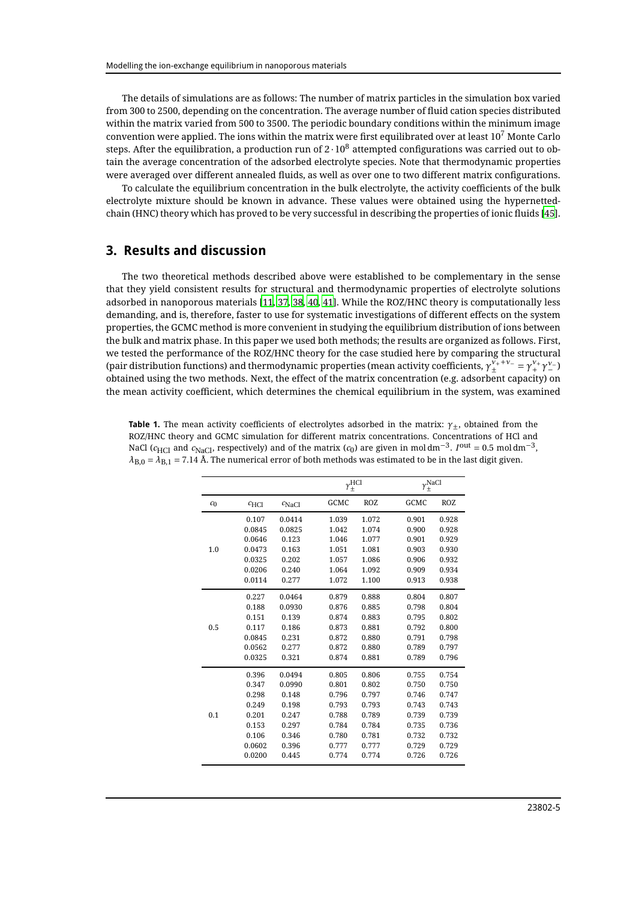The details of simulations are as follows: The number of matrix particles in the simulation box varied from 300 to 2500, depending on the concentration. The average number of fluid cation species distributed within the matrix varied from 500 to 3500. The periodic boundary conditions within the minimum image convention were applied. The ions within the matrix were first equilibrated over at least $10^7$ Monte Carlo steps. After the equilibration, a production run of $2 \cdot 10^8$ attempted configurations was carried out to obtain the average concentration of the adsorbed electrolyte species. Note that thermodynamic properties were averaged over different annealed fluids, as well as over one to two different matrix configurations.

To calculate the equilibrium concentration in the bulk electrolyte, the activity coefficients of the bulk electrolyte mixture should be known in advance. These values were obtained using the hypernetted-chain (HNC) theory which has proved to be very successful in describing the properties of ionic fluids [45].

## 3. Results and discussion

The two theoretical methods described above were established to be complementary in the sense that they yield consistent results for structural and thermodynamic properties of electrolyte solutions adsorbed in nanoporous materials [11, 37, 38, 40, 41]. While the ROZ/HNC theory is computationally less demanding, and is, therefore, faster to use for systematic investigations of different effects on the system properties, the GCMC method is more convenient in studying the equilibrium distribution of ions between the bulk and matrix phase. In this paper we used both methods; the results are organized as follows. First, we tested the performance of the ROZ/HNC theory for the case studied here by comparing the structural (pair distribution functions) and thermodynamic properties (mean activity coefficients, $\gamma_{\pm}^{\nu_+ + \nu_-} = \gamma_+^{\nu_+}\gamma_-^{\nu_-}$) obtained using the two methods. Next, the effect of the matrix concentration (e.g. adsorbent capacity) on the mean activity coefficient, which determines the chemical equilibrium in the system, was examined

**Table 1.** The mean activity coefficients of electrolytes adsorbed in the matrix: $\gamma_{\pm}$, obtained from the ROZ/HNC theory and GCMC simulation for different matrix concentrations. Concentrations of HCl and NaCl ($c_{\mathrm{HCl}}$ and $c_{\mathrm{NaCl}}$, respectively) and of the matrix ($c_0$) are given in mol dm$^{-3}$. $I^{\mathrm{out}} = 0.5$ mol dm$^{-3}$, $\lambda_{\mathrm{B},0} = \lambda_{\mathrm{B},1} = 7.14$ Å. The numerical error of both methods was estimated to be in the last digit given.

| | | | $\gamma_{\pm}^{\mathrm{HCl}}$ | | $\gamma_{\pm}^{\mathrm{NaCl}}$ | |
|---|---|---|---|---|---|---|
| $c_0$ | $c_{\mathrm{HCl}}$ | $c_{\mathrm{NaCl}}$ | GCMC | ROZ | GCMC | ROZ |
| 1.0 | 0.107 | 0.0414 | 1.039 | 1.072 | 0.901 | 0.928 |
| | 0.0845 | 0.0825 | 1.042 | 1.074 | 0.900 | 0.928 |
| | 0.0646 | 0.123 | 1.046 | 1.077 | 0.901 | 0.929 |
| | 0.0473 | 0.163 | 1.051 | 1.081 | 0.903 | 0.930 |
| | 0.0325 | 0.202 | 1.057 | 1.086 | 0.906 | 0.932 |
| | 0.0206 | 0.240 | 1.064 | 1.092 | 0.909 | 0.934 |
| | 0.0114 | 0.277 | 1.072 | 1.100 | 0.913 | 0.938 |
| 0.5 | 0.227 | 0.0464 | 0.879 | 0.888 | 0.804 | 0.807 |
| | 0.188 | 0.0930 | 0.876 | 0.885 | 0.798 | 0.804 |
| | 0.151 | 0.139 | 0.874 | 0.883 | 0.795 | 0.802 |
| | 0.117 | 0.186 | 0.873 | 0.881 | 0.792 | 0.800 |
| | 0.0845 | 0.231 | 0.872 | 0.880 | 0.791 | 0.798 |
| | 0.0562 | 0.277 | 0.872 | 0.880 | 0.789 | 0.797 |
| | 0.0325 | 0.321 | 0.874 | 0.881 | 0.789 | 0.796 |
| 0.1 | 0.396 | 0.0494 | 0.805 | 0.806 | 0.755 | 0.754 |
| | 0.347 | 0.0990 | 0.801 | 0.802 | 0.750 | 0.750 |
| | 0.298 | 0.148 | 0.796 | 0.797 | 0.746 | 0.747 |
| | 0.249 | 0.198 | 0.793 | 0.793 | 0.743 | 0.743 |
| | 0.201 | 0.247 | 0.788 | 0.789 | 0.739 | 0.739 |
| | 0.153 | 0.297 | 0.784 | 0.784 | 0.735 | 0.736 |
| | 0.106 | 0.346 | 0.780 | 0.781 | 0.732 | 0.732 |
| | 0.0602 | 0.396 | 0.777 | 0.777 | 0.729 | 0.729 |
| | 0.0200 | 0.445 | 0.774 | 0.774 | 0.726 | 0.726 |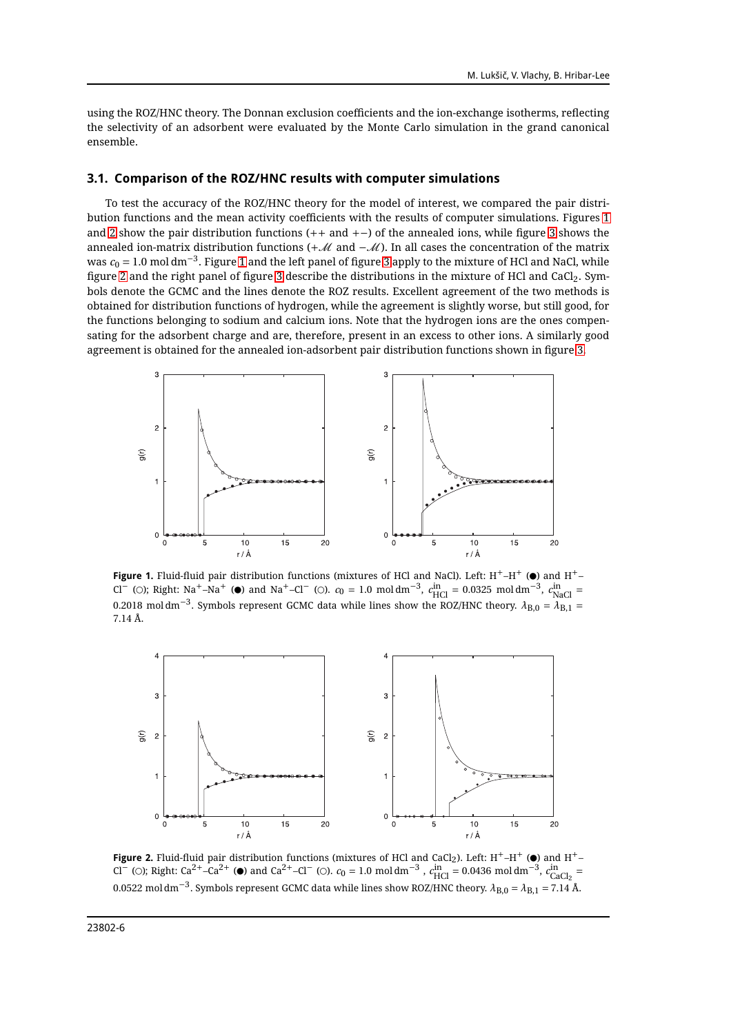using the ROZ/HNC theory. The Donnan exclusion coefficients and the ion-exchange isotherms, reflecting the selectivity of an adsorbent were evaluated by the Monte Carlo simulation in the grand canonical ensemble.

### 3.1. Comparison of the ROZ/HNC results with computer simulations

To test the accuracy of the ROZ/HNC theory for the model of interest, we compared the pair distribution functions and the mean activity coefficients with the results of computer simulations. Figures 1 and 2 show the pair distribution functions ($++$ and $+-$) of the annealed ions, while figure 3 shows the annealed ion-matrix distribution functions ($+\mathscr{M}$ and $-\mathscr{M}$). In all cases the concentration of the matrix was $c_0 = 1.0$ mol dm$^{-3}$. Figure 1 and the left panel of figure 3 apply to the mixture of HCl and NaCl, while figure 2 and the right panel of figure 3 describe the distributions in the mixture of HCl and $CaCl_2$. Symbols denote the GCMC and the lines denote the ROZ results. Excellent agreement of the two methods is obtained for distribution functions of hydrogen, while the agreement is slightly worse, but still good, for the functions belonging to sodium and calcium ions. Note that the hydrogen ions are the ones compensating for the adsorbent charge and are, therefore, present in an excess to other ions. A similarly good agreement is obtained for the annealed ion-adsorbent pair distribution functions shown in figure 3.

**Figure 1.** Fluid-fluid pair distribution functions (mixtures of HCl and NaCl). Left: $H^+$–$H^+$ (●) and $H^+$–$Cl^-$ (○); Right: $Na^+$–$Na^+$ (●) and $Na^+$–$Cl^-$ (○). $c_0 = 1.0$ mol dm$^{-3}$, $c^{\text{in}}_{\text{HCl}} = 0.0325$ mol dm$^{-3}$, $c^{\text{in}}_{\text{NaCl}} = 0.2018$ mol dm$^{-3}$. Symbols represent GCMC data while lines show the ROZ/HNC theory. $\lambda_{B,0} = \lambda_{B,1} = 7.14$ Å.

**Figure 2.** Fluid-fluid pair distribution functions (mixtures of HCl and $CaCl_2$). Left: $H^+$–$H^+$ (●) and $H^+$–$Cl^-$ (○); Right: $Ca^{2+}$–$Ca^{2+}$ (●) and $Ca^{2+}$–$Cl^-$ (○). $c_0 = 1.0$ mol dm$^{-3}$ , $c^{\text{in}}_{\text{HCl}} = 0.0436$ mol dm$^{-3}$, $c^{\text{in}}_{\text{CaCl}_2} = 0.0522$ mol dm$^{-3}$. Symbols represent GCMC data while lines show ROZ/HNC theory. $\lambda_{B,0} = \lambda_{B,1} = 7.14$ Å.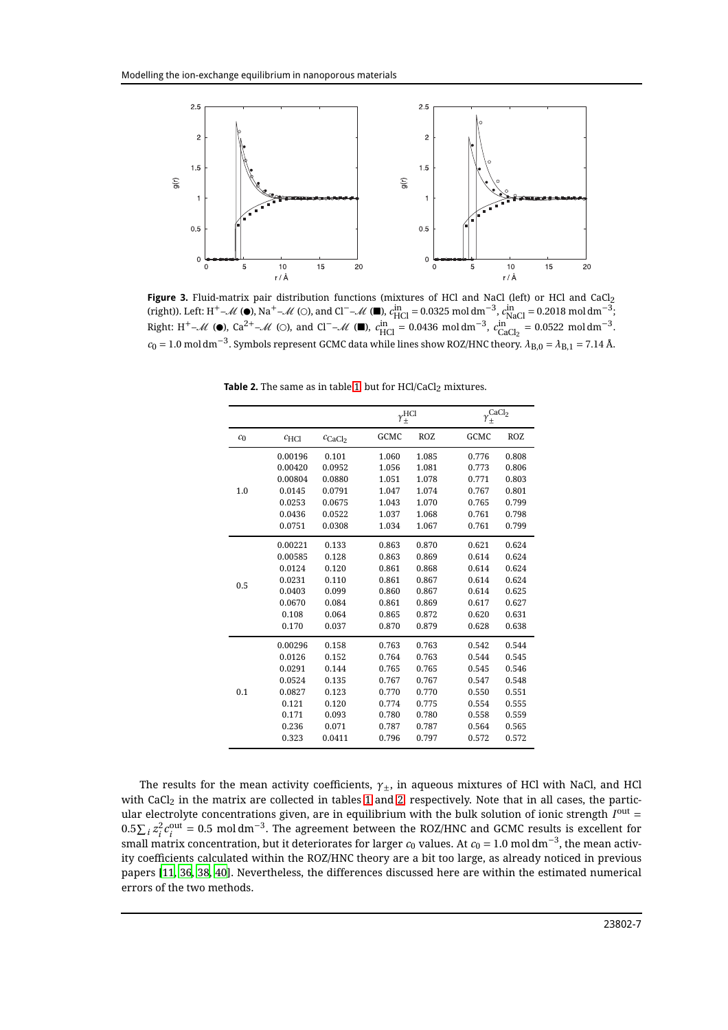**Figure 3.** Fluid-matrix pair distribution functions (mixtures of HCl and NaCl (left) or HCl and $CaCl_2$ (right)). Left: $H^+$–$\mathscr{M}$ (●), $Na^+$–$\mathscr{M}$ (○), and $Cl^-$–$\mathscr{M}$ (■), $c^{\mathrm{in}}_{\mathrm{HCl}} = 0.0325\ \mathrm{mol\,dm^{-3}}$, $c^{\mathrm{in}}_{\mathrm{NaCl}} = 0.2018\ \mathrm{mol\,dm^{-3}}$; Right: $H^+$–$\mathscr{M}$ (●), $Ca^{2+}$–$\mathscr{M}$ (○), and $Cl^-$–$\mathscr{M}$ (■), $c^{\mathrm{in}}_{\mathrm{HCl}} = 0.0436\ \mathrm{mol\,dm^{-3}}$, $c^{\mathrm{in}}_{\mathrm{CaCl_2}} = 0.0522\ \mathrm{mol\,dm^{-3}}$. $c_0 = 1.0\ \mathrm{mol\,dm^{-3}}$. Symbols represent GCMC data while lines show ROZ/HNC theory. $\lambda_{\mathrm{B},0} = \lambda_{\mathrm{B},1} = 7.14$ Å.

**Table 2.** The same as in table 1, but for $HCl/CaCl_2$ mixtures.

| | | | $\gamma_\pm^{\mathrm{HCl}}$ | | $\gamma_\pm^{\mathrm{CaCl_2}}$ | |
|---|---|---|---|---|---|---|
| $c_0$ | $c_{\mathrm{HCl}}$ | $c_{\mathrm{CaCl_2}}$ | GCMC | ROZ | GCMC | ROZ |
| 1.0 | 0.00196 | 0.101 | 1.060 | 1.085 | 0.776 | 0.808 |
| | 0.00420 | 0.0952 | 1.056 | 1.081 | 0.773 | 0.806 |
| | 0.00804 | 0.0880 | 1.051 | 1.078 | 0.771 | 0.803 |
| | 0.0145 | 0.0791 | 1.047 | 1.074 | 0.767 | 0.801 |
| | 0.0253 | 0.0675 | 1.043 | 1.070 | 0.765 | 0.799 |
| | 0.0436 | 0.0522 | 1.037 | 1.068 | 0.761 | 0.798 |
| | 0.0751 | 0.0308 | 1.034 | 1.067 | 0.761 | 0.799 |
| 0.5 | 0.00221 | 0.133 | 0.863 | 0.870 | 0.621 | 0.624 |
| | 0.00585 | 0.128 | 0.863 | 0.869 | 0.614 | 0.624 |
| | 0.0124 | 0.120 | 0.861 | 0.868 | 0.614 | 0.624 |
| | 0.0231 | 0.110 | 0.861 | 0.867 | 0.614 | 0.624 |
| | 0.0403 | 0.099 | 0.860 | 0.867 | 0.614 | 0.625 |
| | 0.0670 | 0.084 | 0.861 | 0.869 | 0.617 | 0.627 |
| | 0.108 | 0.064 | 0.865 | 0.872 | 0.620 | 0.631 |
| | 0.170 | 0.037 | 0.870 | 0.879 | 0.628 | 0.638 |
| 0.1 | 0.00296 | 0.158 | 0.763 | 0.763 | 0.542 | 0.544 |
| | 0.0126 | 0.152 | 0.764 | 0.763 | 0.544 | 0.545 |
| | 0.0291 | 0.144 | 0.765 | 0.765 | 0.545 | 0.546 |
| | 0.0524 | 0.135 | 0.767 | 0.767 | 0.547 | 0.548 |
| | 0.0827 | 0.123 | 0.770 | 0.770 | 0.550 | 0.551 |
| | 0.121 | 0.120 | 0.774 | 0.775 | 0.554 | 0.555 |
| | 0.171 | 0.093 | 0.780 | 0.780 | 0.558 | 0.559 |
| | 0.236 | 0.071 | 0.787 | 0.787 | 0.564 | 0.565 |
| | 0.323 | 0.0411 | 0.796 | 0.797 | 0.572 | 0.572 |

The results for the mean activity coefficients, $\gamma_\pm$, in aqueous mixtures of HCl with NaCl, and HCl with $CaCl_2$ in the matrix are collected in tables 1 and 2, respectively. Note that in all cases, the particular electrolyte concentrations given, are in equilibrium with the bulk solution of ionic strength $I^{\mathrm{out}} = 0.5\sum_i z_i^2 c_i^{\mathrm{out}} = 0.5\ \mathrm{mol\,dm^{-3}}$. The agreement between the ROZ/HNC and GCMC results is excellent for small matrix concentration, but it deteriorates for larger $c_0$ values. At $c_0 = 1.0\ \mathrm{mol\,dm^{-3}}$, the mean activity coefficients calculated within the ROZ/HNC theory are a bit too large, as already noticed in previous papers [11, 36, 38, 40]. Nevertheless, the differences discussed here are within the estimated numerical errors of the two methods.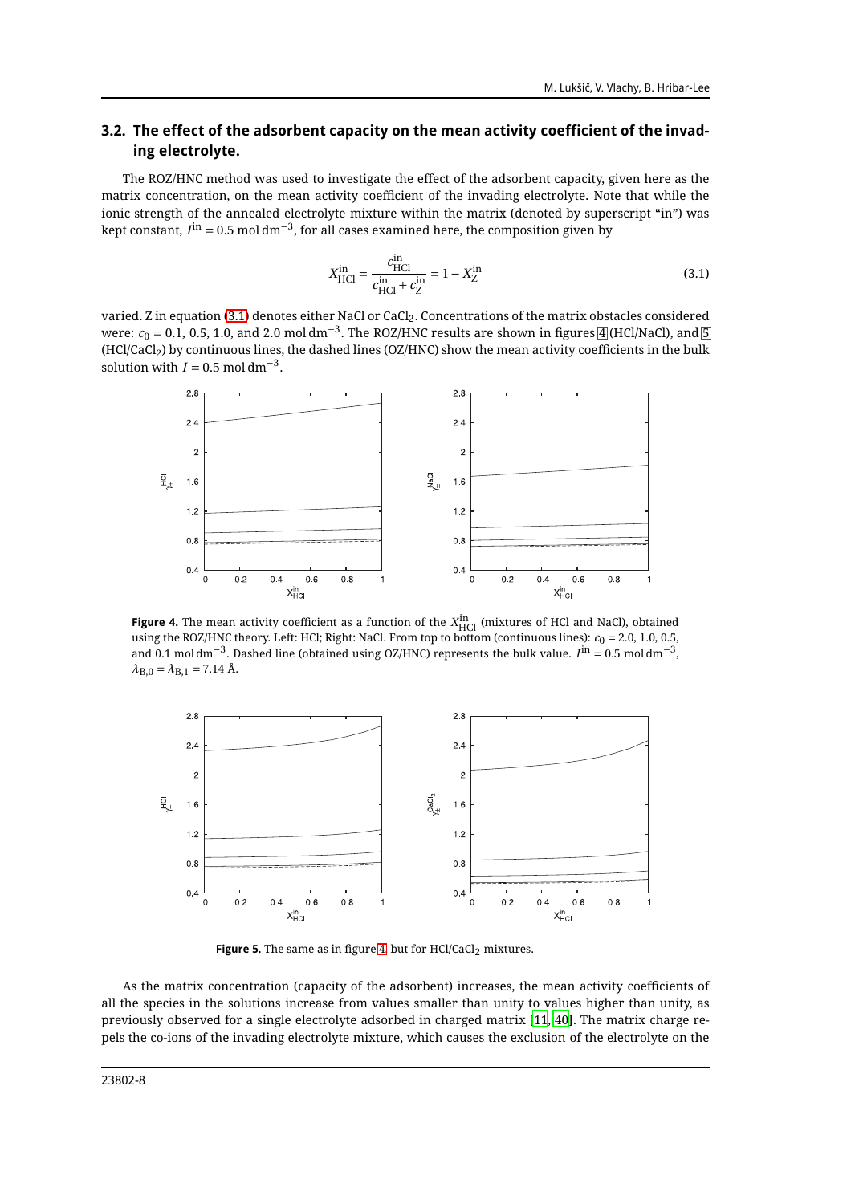### 3.2. The effect of the adsorbent capacity on the mean activity coefficient of the invading electrolyte.

The ROZ/HNC method was used to investigate the effect of the adsorbent capacity, given here as the matrix concentration, on the mean activity coefficient of the invading electrolyte. Note that while the ionic strength of the annealed electrolyte mixture within the matrix (denoted by superscript "in") was kept constant, $I^{\text{in}} = 0.5\ \text{mol}\,\text{dm}^{-3}$, for all cases examined here, the composition given by

$$X_{\text{HCl}}^{\text{in}} = \frac{c_{\text{HCl}}^{\text{in}}}{c_{\text{HCl}}^{\text{in}} + c_{\text{Z}}^{\text{in}}} = 1 - X_{\text{Z}}^{\text{in}} \tag{3.1}$$

varied. Z in equation (3.1) denotes either NaCl or $CaCl_2$. Concentrations of the matrix obstacles considered were: $c_0 = 0.1$, 0.5, 1.0, and 2.0 $\text{mol}\,\text{dm}^{-3}$. The ROZ/HNC results are shown in figures 4 (HCl/NaCl), and 5 (HCl/$CaCl_2$) by continuous lines, the dashed lines (OZ/HNC) show the mean activity coefficients in the bulk solution with $I = 0.5\ \text{mol}\,\text{dm}^{-3}$.

**Figure 4.** The mean activity coefficient as a function of the $X_{\text{HCl}}^{\text{in}}$ (mixtures of HCl and NaCl), obtained using the ROZ/HNC theory. Left: HCl; Right: NaCl. From top to bottom (continuous lines): $c_0 = 2.0$, 1.0, 0.5, and 0.1 $\text{mol}\,\text{dm}^{-3}$. Dashed line (obtained using OZ/HNC) represents the bulk value. $I^{\text{in}} = 0.5\ \text{mol}\,\text{dm}^{-3}$, $\lambda_{\text{B},0} = \lambda_{\text{B},1} = 7.14$ Å.

**Figure 5.** The same as in figure 4, but for HCl/$CaCl_2$ mixtures.

As the matrix concentration (capacity of the adsorbent) increases, the mean activity coefficients of all the species in the solutions increase from values smaller than unity to values higher than unity, as previously observed for a single electrolyte adsorbed in charged matrix [11, 40]. The matrix charge repels the co-ions of the invading electrolyte mixture, which causes the exclusion of the electrolyte on the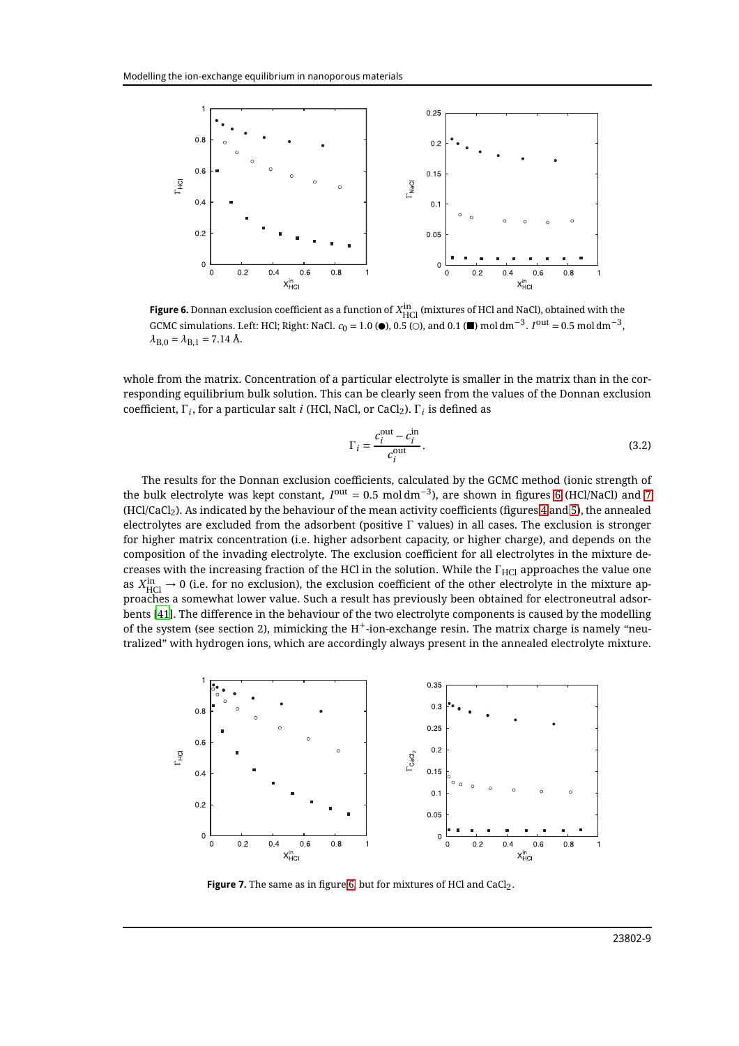**Figure 6.** Donnan exclusion coefficient as a function of $X_{\mathrm{HCl}}^{\mathrm{in}}$ (mixtures of HCl and NaCl), obtained with the GCMC simulations. Left: HCl; Right: NaCl. $c_0 = 1.0$ (●), 0.5 (○), and 0.1 (■) mol dm$^{-3}$. $I^{\mathrm{out}} = 0.5$ mol dm$^{-3}$, $\lambda_{\mathrm{B},0} = \lambda_{\mathrm{B},1} = 7.14$ Å.

whole from the matrix. Concentration of a particular electrolyte is smaller in the matrix than in the corresponding equilibrium bulk solution. This can be clearly seen from the values of the Donnan exclusion coefficient, $\Gamma_i$, for a particular salt $i$ (HCl, NaCl, or $CaCl_2$). $\Gamma_i$ is defined as

$$\Gamma_i = \frac{c_i^{\mathrm{out}} - c_i^{\mathrm{in}}}{c_i^{\mathrm{out}}}. \tag{3.2}$$

The results for the Donnan exclusion coefficients, calculated by the GCMC method (ionic strength of the bulk electrolyte was kept constant, $I^{\mathrm{out}} = 0.5$ mol dm$^{-3}$), are shown in figures 6 (HCl/NaCl) and 7 (HCl/$CaCl_2$). As indicated by the behaviour of the mean activity coefficients (figures 4 and 5), the annealed electrolytes are excluded from the adsorbent (positive $\Gamma$ values) in all cases. The exclusion is stronger for higher matrix concentration (i.e. higher adsorbent capacity, or higher charge), and depends on the composition of the invading electrolyte. The exclusion coefficient for all electrolytes in the mixture decreases with the increasing fraction of the HCl in the solution. While the $\Gamma_{\mathrm{HCl}}$ approaches the value one as $X_{\mathrm{HCl}}^{\mathrm{in}} \to 0$ (i.e. for no exclusion), the exclusion coefficient of the other electrolyte in the mixture approaches a somewhat lower value. Such a result has previously been obtained for electroneutral adsorbents [41]. The difference in the behaviour of the two electrolyte components is caused by the modelling of the system (see section 2), mimicking the $H^+$-ion-exchange resin. The matrix charge is namely "neutralized" with hydrogen ions, which are accordingly always present in the annealed electrolyte mixture.

**Figure 7.** The same as in figure 6, but for mixtures of HCl and $CaCl_2$.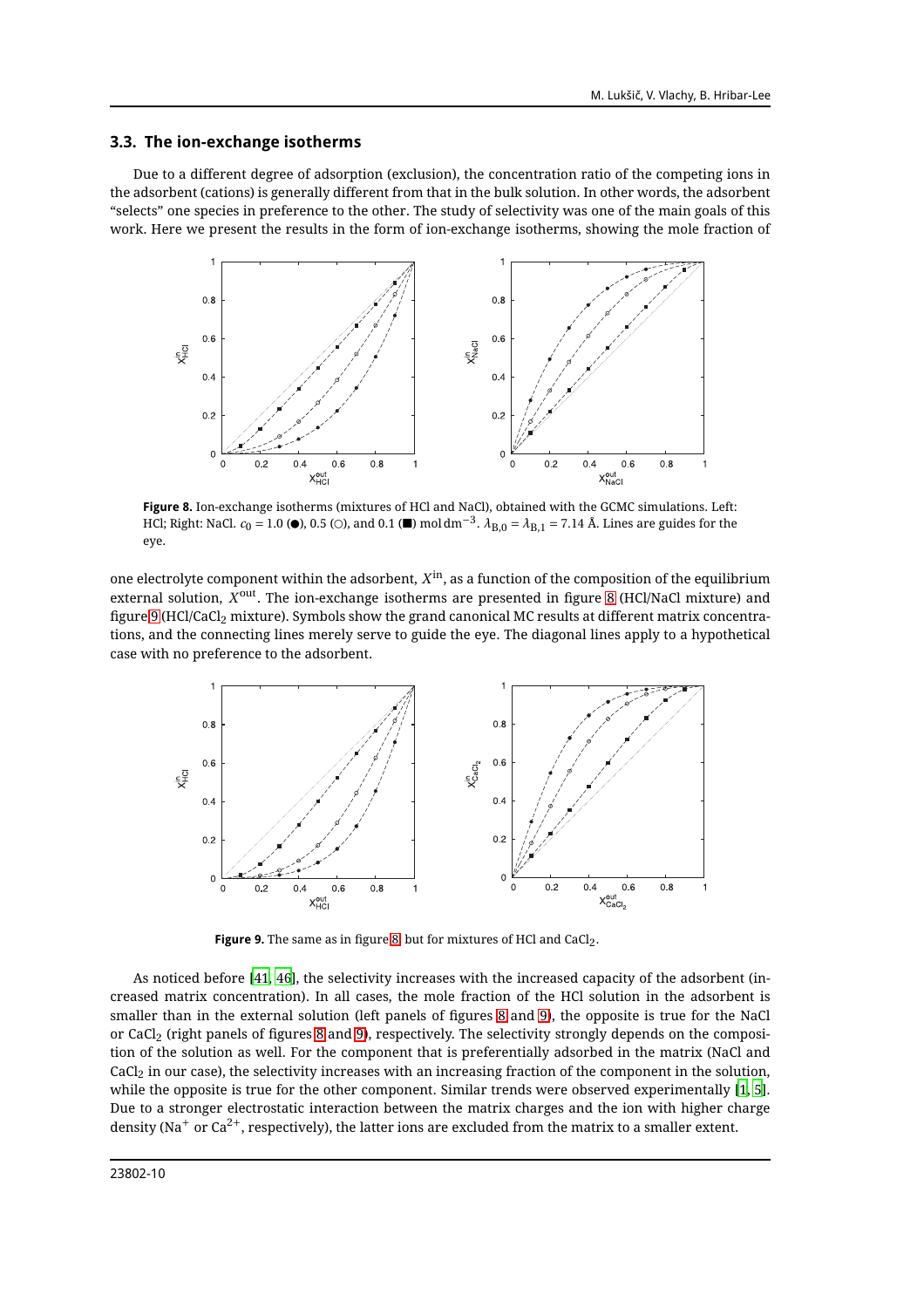### 3.3. The ion-exchange isotherms

Due to a different degree of adsorption (exclusion), the concentration ratio of the competing ions in the adsorbent (cations) is generally different from that in the bulk solution. In other words, the adsorbent "selects" one species in preference to the other. The study of selectivity was one of the main goals of this work. Here we present the results in the form of ion-exchange isotherms, showing the mole fraction of one electrolyte component within the adsorbent, $X^{\mathrm{in}}$, as a function of the composition of the equilibrium external solution, $X^{\mathrm{out}}$. The ion-exchange isotherms are presented in figure 8 (HCl/NaCl mixture) and figure 9 (HCl/$CaCl_2$ mixture). Symbols show the grand canonical MC results at different matrix concentrations, and the connecting lines merely serve to guide the eye. The diagonal lines apply to a hypothetical case with no preference to the adsorbent.

**Figure 8.** Ion-exchange isotherms (mixtures of HCl and NaCl), obtained with the GCMC simulations. Left: HCl; Right: NaCl. $c_0 = 1.0$ (●), 0.5 (○), and 0.1 (■) mol dm$^{-3}$. $\lambda_{\mathrm{B},0} = \lambda_{\mathrm{B},1} = 7.14$ Å. Lines are guides for the eye.

**Figure 9.** The same as in figure 8, but for mixtures of HCl and $CaCl_2$.

As noticed before [41, 46], the selectivity increases with the increased capacity of the adsorbent (increased matrix concentration). In all cases, the mole fraction of the HCl solution in the adsorbent is smaller than in the external solution (left panels of figures 8 and 9), the opposite is true for the NaCl or $CaCl_2$ (right panels of figures 8 and 9), respectively. The selectivity strongly depends on the composition of the solution as well. For the component that is preferentially adsorbed in the matrix (NaCl and $CaCl_2$ in our case), the selectivity increases with an increasing fraction of the component in the solution, while the opposite is true for the other component. Similar trends were observed experimentally [1, 5]. Due to a stronger electrostatic interaction between the matrix charges and the ion with higher charge density ($Na^+$ or $Ca^{2+}$, respectively), the latter ions are excluded from the matrix to a smaller extent.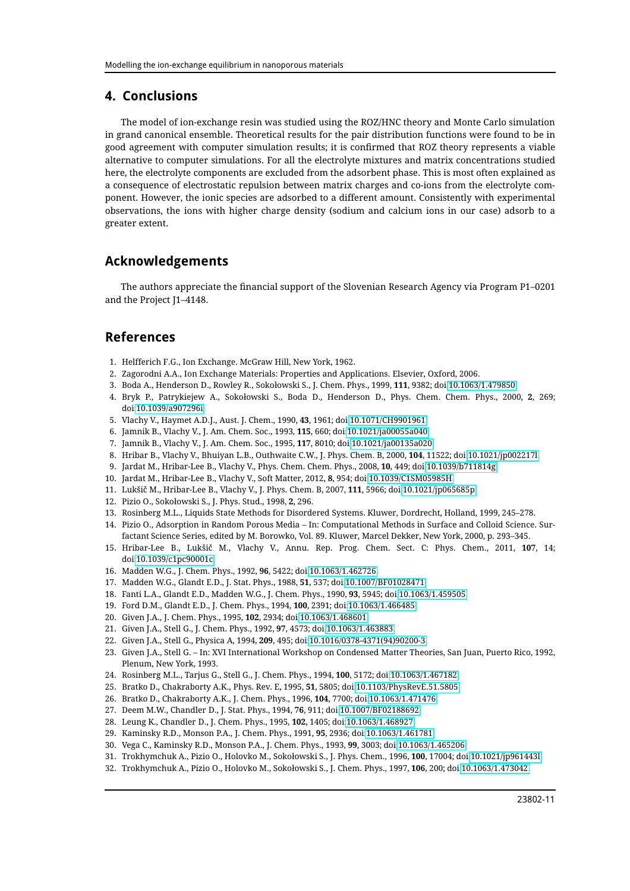## 4. Conclusions

The model of ion-exchange resin was studied using the ROZ/HNC theory and Monte Carlo simulation in grand canonical ensemble. Theoretical results for the pair distribution functions were found to be in good agreement with computer simulation results; it is confirmed that ROZ theory represents a viable alternative to computer simulations. For all the electrolyte mixtures and matrix concentrations studied here, the electrolyte components are excluded from the adsorbent phase. This is most often explained as a consequence of electrostatic repulsion between matrix charges and co-ions from the electrolyte component. However, the ionic species are adsorbed to a different amount. Consistently with experimental observations, the ions with higher charge density (sodium and calcium ions in our case) adsorb to a greater extent.

## Acknowledgements

The authors appreciate the financial support of the Slovenian Research Agency via Program P1–0201 and the Project J1–4148.

## References

1. Helfferich F.G., Ion Exchange. McGraw Hill, New York, 1962.
2. Zagorodni A.A., Ion Exchange Materials: Properties and Applications. Elsevier, Oxford, 2006.
3. Boda A., Henderson D., Rowley R., Sokołowski S., J. Chem. Phys., 1999, **111**, 9382; doi:10.1063/1.479850.
4. Bryk P., Patrykiejew A., Sokołowski S., Boda D., Henderson D., Phys. Chem. Chem. Phys., 2000, **2**, 269; doi:10.1039/a907296i.
5. Vlachy V., Haymet A.D.J., Aust. J. Chem., 1990, **43**, 1961; doi:10.1071/CH9901961.
6. Jamnik B., Vlachy V., J. Am. Chem. Soc., 1993, **115**, 660; doi:10.1021/ja00055a040.
7. Jamnik B., Vlachy V., J. Am. Chem. Soc., 1995, **117**, 8010; doi:10.1021/ja00135a020.
8. Hribar B., Vlachy V., Bhuiyan L.B., Outhwaite C.W., J. Phys. Chem. B, 2000, **104**, 11522; doi:10.1021/jp002217l.
9. Jardat M., Hribar-Lee B., Vlachy V., Phys. Chem. Chem. Phys., 2008, **10**, 449; doi:10.1039/b711814g.
10. Jardat M., Hribar-Lee B., Vlachy V., Soft Matter, 2012, **8**, 954; doi:10.1039/C1SM05985H.
11. Lukšič M., Hribar-Lee B., Vlachy V., J. Phys. Chem. B, 2007, **111**, 5966; doi:10.1021/jp065685p.
12. Pizio O., Sokołowski S., J. Phys. Stud., 1998, **2**, 296.
13. Rosinberg M.L., Liquids State Methods for Disordered Systems. Kluwer, Dordrecht, Holland, 1999, 245–278.
14. Pizio O., Adsorption in Random Porous Media – In: Computational Methods in Surface and Colloid Science. Surfactant Science Series, edited by M. Borowko, Vol. 89. Kluwer, Marcel Dekker, New York, 2000, p. 293–345.
15. Hribar-Lee B., Lukšič M., Vlachy V., Annu. Rep. Prog. Chem. Sect. C: Phys. Chem., 2011, **107**, 14; doi:10.1039/c1pc90001c.
16. Madden W.G., J. Chem. Phys., 1992, **96**, 5422; doi:10.1063/1.462726.
17. Madden W.G., Glandt E.D., J. Stat. Phys., 1988, **51**, 537; doi:10.1007/BF01028471.
18. Fanti L.A., Glandt E.D., Madden W.G., J. Chem. Phys., 1990, **93**, 5945; doi:10.1063/1.459505.
19. Ford D.M., Glandt E.D., J. Chem. Phys., 1994, **100**, 2391; doi:10.1063/1.466485.
20. Given J.A., J. Chem. Phys., 1995, **102**, 2934; doi:10.1063/1.468601.
21. Given J.A., Stell G., J. Chem. Phys., 1992, **97**, 4573; doi:10.1063/1.463883.
22. Given J.A., Stell G., Physica A, 1994, **209**, 495; doi:10.1016/0378-4371(94)90200-3.
23. Given J.A., Stell G. – In: XVI International Workshop on Condensed Matter Theories, San Juan, Puerto Rico, 1992, Plenum, New York, 1993.
24. Rosinberg M.L., Tarjus G., Stell G., J. Chem. Phys., 1994, **100**, 5172; doi:10.1063/1.467182.
25. Bratko D., Chakraborty A.K., Phys. Rev. E, 1995, **51**, 5805; doi:10.1103/PhysRevE.51.5805.
26. Bratko D., Chakraborty A.K., J. Chem. Phys., 1996, **104**, 7700; doi:10.1063/1.471476.
27. Deem M.W., Chandler D., J. Stat. Phys., 1994, **76**, 911; doi:10.1007/BF02188692.
28. Leung K., Chandler D., J. Chem. Phys., 1995, **102**, 1405; doi:10.1063/1.468927.
29. Kaminsky R.D., Monson P.A., J. Chem. Phys., 1991, **95**, 2936; doi:10.1063/1.461781.
30. Vega C., Kaminsky R.D., Monson P.A., J. Chem. Phys., 1993, **99**, 3003; doi:10.1063/1.465206.
31. Trokhymchuk A., Pizio O., Holovko M., Sokołowski S., J. Phys. Chem., 1996, **100**, 17004; doi:10.1021/jp961443l.
32. Trokhymchuk A., Pizio O., Holovko M., Sokołowski S., J. Chem. Phys., 1997, **106**, 200; doi:10.1063/1.473042.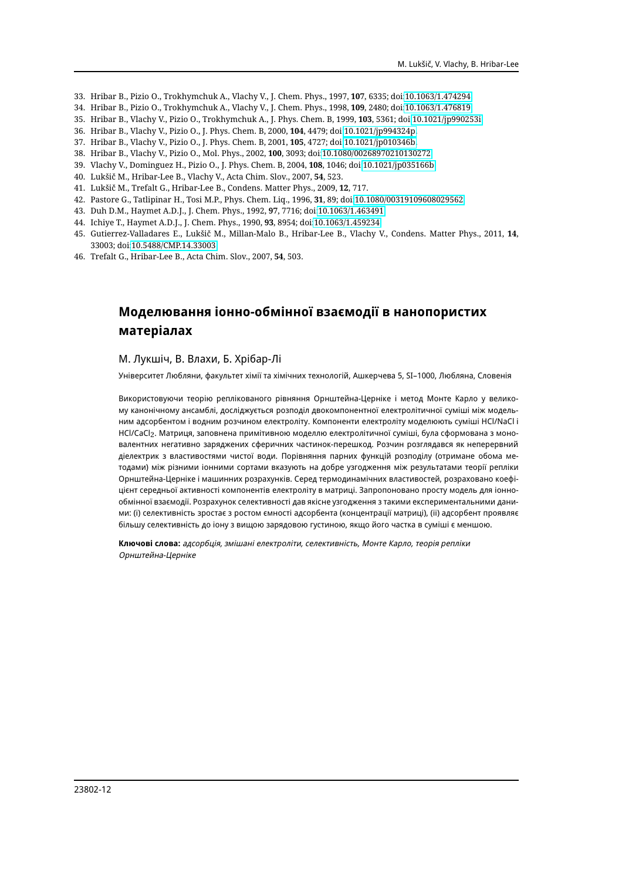33. Hribar B., Pizio O., Trokhymchuk A., Vlachy V., J. Chem. Phys., 1997, **107**, 6335; doi:10.1063/1.474294.
34. Hribar B., Pizio O., Trokhymchuk A., Vlachy V., J. Chem. Phys., 1998, **109**, 2480; doi:10.1063/1.476819.
35. Hribar B., Vlachy V., Pizio O., Trokhymchuk A., J. Phys. Chem. B, 1999, **103**, 5361; doi:10.1021/jp990253i.
36. Hribar B., Vlachy V., Pizio O., J. Phys. Chem. B, 2000, **104**, 4479; doi:10.1021/jp994324p.
37. Hribar B., Vlachy V., Pizio O., J. Phys. Chem. B, 2001, **105**, 4727; doi:10.1021/jp010346b.
38. Hribar B., Vlachy V., Pizio O., Mol. Phys., 2002, **100**, 3093; doi:10.1080/00268970210130272.
39. Vlachy V., Dominguez H., Pizio O., J. Phys. Chem. B, 2004, **108**, 1046; doi:10.1021/jp035166b.
40. Lukšič M., Hribar-Lee B., Vlachy V., Acta Chim. Slov., 2007, **54**, 523.
41. Lukšič M., Trefalt G., Hribar-Lee B., Condens. Matter Phys., 2009, **12**, 717.
42. Pastore G., Tatlipinar H., Tosi M.P., Phys. Chem. Liq., 1996, **31**, 89; doi:10.1080/00319109608029562.
43. Duh D.M., Haymet A.D.J., J. Chem. Phys., 1992, **97**, 7716; doi:10.1063/1.463491.
44. Ichiye T., Haymet A.D.J., J. Chem. Phys., 1990, **93**, 8954; doi:10.1063/1.459234.
45. Gutierrez-Valladares E., Lukšič M., Millan-Malo B., Hribar-Lee B., Vlachy V., Condens. Matter Phys., 2011, **14**, 33003; doi:10.5488/CMP.14.33003.
46. Trefalt G., Hribar-Lee B., Acta Chim. Slov., 2007, **54**, 503.

## Моделювання іонно-обмінної взаємодії в нанопористих матеріалах

М. Лукшіч, В. Влахи, Б. Хрібар-Лі

Університет Любляни, факультет хімії та хімічних технологій, Ашкерчева 5, SI–1000, Любляна, Словенія

Використовуючи теорію реплікованого рівняння Орнштейна-Церніке і метод Монте Карло у великому канонічному ансамблі, досліджується розподіл двокомпонентної електролітичної суміші між модельним адсорбентом і водним розчином електроліту. Компоненти електроліту моделюють суміші HCl/NaCl і HCl/$CaCl_2$. Матриця, заповнена примітивною моделлю електролітичної суміші, була сформована з моновалентних негативно заряджених сферичних частинок-перешкод. Розчин розглядався як неперервний діелектрик з властивостями чистої води. Порівняння парних функцій розподілу (отримане обома методами) між різними іонними сортами вказують на добре узгодження між результатами теорії репліки Орнштейна-Церніке і машинних розрахунків. Серед термодинамічних властивостей, розраховано коефіцієнт середньої активності компонентів електроліту в матриці. Запропоновано просту модель для іонно-обмінної взаємодії. Розрахунок селективності дав якісне узгодження з такими експериментальними даними: (i) селективність зростає з ростом ємності адсорбента (концентрації матриці), (ii) адсорбент проявляє більшу селективність до іону з вищою зарядовою густиною, якщо його частка в суміші є меншою.

**Ключові слова:** *адсорбція, змішані електроліти, селективність, Монте Карло, теорія репліки Орнштейна-Церніке*